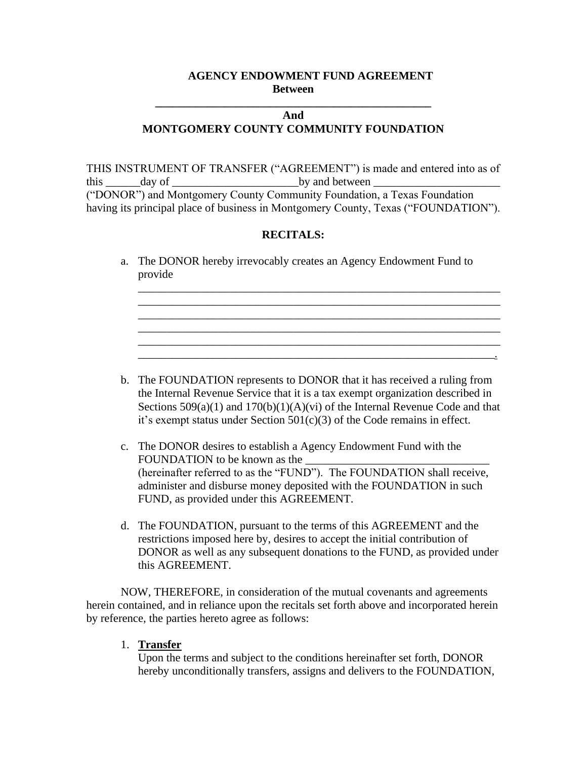**AGENCY ENDOWMENT FUND AGREEMENT**
**Between**
**_________________________________________________**
**And**
**MONTGOMERY COUNTY COMMUNITY FOUNDATION**

THIS INSTRUMENT OF TRANSFER ("AGREEMENT") is made and entered into as of this ______day of ______________________by and between ______________________ ("DONOR") and Montgomery County Community Foundation, a Texas Foundation having its principal place of business in Montgomery County, Texas ("FOUNDATION").

**RECITALS:**

a. The DONOR hereby irrevocably creates an Agency Endowment Fund to provide _________________________________________________________________ _________________________________________________________________ _________________________________________________________________ _________________________________________________________________ _________________________________________________________________ _________________________________________________________________.

b. The FOUNDATION represents to DONOR that it has received a ruling from the Internal Revenue Service that it is a tax exempt organization described in Sections 509(a)(1) and 170(b)(1)(A)(vi) of the Internal Revenue Code and that it's exempt status under Section 501(c)(3) of the Code remains in effect.

c. The DONOR desires to establish a Agency Endowment Fund with the FOUNDATION to be known as the ________________________________ (hereinafter referred to as the "FUND"). The FOUNDATION shall receive, administer and disburse money deposited with the FOUNDATION in such FUND, as provided under this AGREEMENT.

d. The FOUNDATION, pursuant to the terms of this AGREEMENT and the restrictions imposed here by, desires to accept the initial contribution of DONOR as well as any subsequent donations to the FUND, as provided under this AGREEMENT.

NOW, THEREFORE, in consideration of the mutual covenants and agreements herein contained, and in reliance upon the recitals set forth above and incorporated herein by reference, the parties hereto agree as follows:

1. **Transfer**
   Upon the terms and subject to the conditions hereinafter set forth, DONOR hereby unconditionally transfers, assigns and delivers to the FOUNDATION,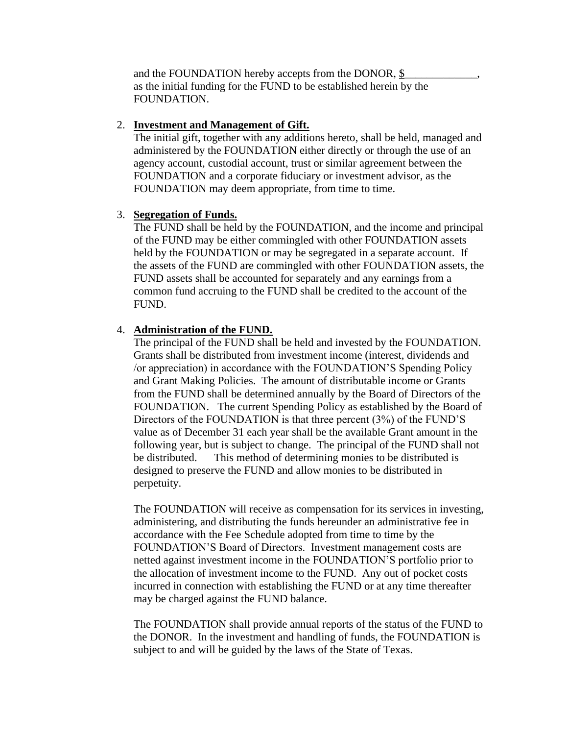and the FOUNDATION hereby accepts from the DONOR, $_____________, as the initial funding for the FUND to be established herein by the FOUNDATION.

2. **Investment and Management of Gift.**
   The initial gift, together with any additions hereto, shall be held, managed and administered by the FOUNDATION either directly or through the use of an agency account, custodial account, trust or similar agreement between the FOUNDATION and a corporate fiduciary or investment advisor, as the FOUNDATION may deem appropriate, from time to time.

3. **Segregation of Funds.**
   The FUND shall be held by the FOUNDATION, and the income and principal of the FUND may be either commingled with other FOUNDATION assets held by the FOUNDATION or may be segregated in a separate account. If the assets of the FUND are commingled with other FOUNDATION assets, the FUND assets shall be accounted for separately and any earnings from a common fund accruing to the FUND shall be credited to the account of the FUND.

4. **Administration of the FUND.**
   The principal of the FUND shall be held and invested by the FOUNDATION. Grants shall be distributed from investment income (interest, dividends and /or appreciation) in accordance with the FOUNDATION'S Spending Policy and Grant Making Policies. The amount of distributable income or Grants from the FUND shall be determined annually by the Board of Directors of the FOUNDATION. The current Spending Policy as established by the Board of Directors of the FOUNDATION is that three percent (3%) of the FUND'S value as of December 31 each year shall be the available Grant amount in the following year, but is subject to change. The principal of the FUND shall not be distributed. This method of determining monies to be distributed is designed to preserve the FUND and allow monies to be distributed in perpetuity.

   The FOUNDATION will receive as compensation for its services in investing, administering, and distributing the funds hereunder an administrative fee in accordance with the Fee Schedule adopted from time to time by the FOUNDATION'S Board of Directors. Investment management costs are netted against investment income in the FOUNDATION'S portfolio prior to the allocation of investment income to the FUND. Any out of pocket costs incurred in connection with establishing the FUND or at any time thereafter may be charged against the FUND balance.

   The FOUNDATION shall provide annual reports of the status of the FUND to the DONOR. In the investment and handling of funds, the FOUNDATION is subject to and will be guided by the laws of the State of Texas.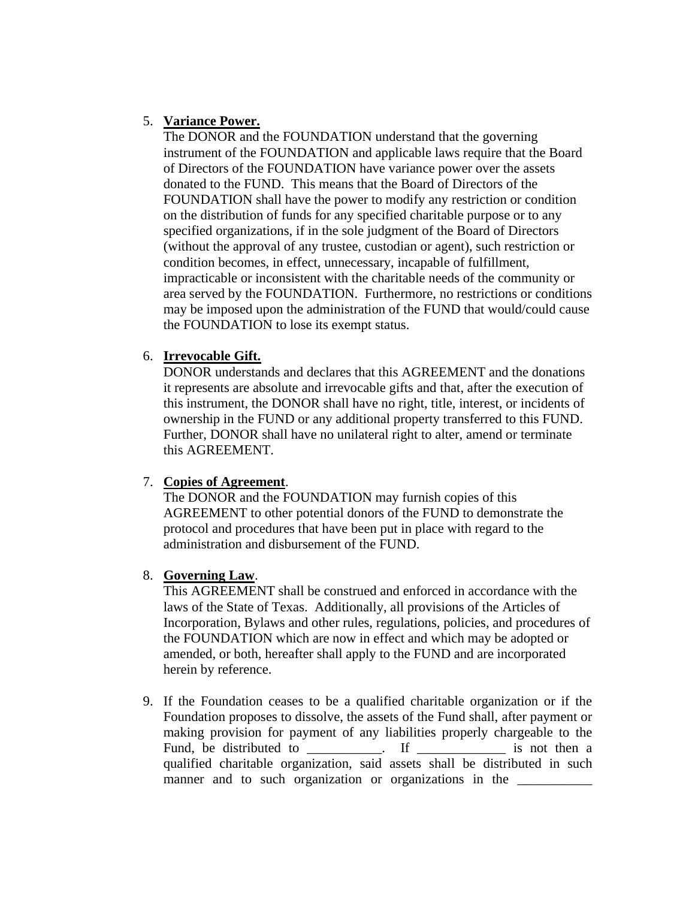5. **Variance Power.**
   The DONOR and the FOUNDATION understand that the governing instrument of the FOUNDATION and applicable laws require that the Board of Directors of the FOUNDATION have variance power over the assets donated to the FUND. This means that the Board of Directors of the FOUNDATION shall have the power to modify any restriction or condition on the distribution of funds for any specified charitable purpose or to any specified organizations, if in the sole judgment of the Board of Directors (without the approval of any trustee, custodian or agent), such restriction or condition becomes, in effect, unnecessary, incapable of fulfillment, impracticable or inconsistent with the charitable needs of the community or area served by the FOUNDATION. Furthermore, no restrictions or conditions may be imposed upon the administration of the FUND that would/could cause the FOUNDATION to lose its exempt status.

6. **Irrevocable Gift.**
   DONOR understands and declares that this AGREEMENT and the donations it represents are absolute and irrevocable gifts and that, after the execution of this instrument, the DONOR shall have no right, title, interest, or incidents of ownership in the FUND or any additional property transferred to this FUND. Further, DONOR shall have no unilateral right to alter, amend or terminate this AGREEMENT.

7. **Copies of Agreement**.
   The DONOR and the FOUNDATION may furnish copies of this AGREEMENT to other potential donors of the FUND to demonstrate the protocol and procedures that have been put in place with regard to the administration and disbursement of the FUND.

8. **Governing Law**.
   This AGREEMENT shall be construed and enforced in accordance with the laws of the State of Texas. Additionally, all provisions of the Articles of Incorporation, Bylaws and other rules, regulations, policies, and procedures of the FOUNDATION which are now in effect and which may be adopted or amended, or both, hereafter shall apply to the FUND and are incorporated herein by reference.

9. If the Foundation ceases to be a qualified charitable organization or if the Foundation proposes to dissolve, the assets of the Fund shall, after payment or making provision for payment of any liabilities properly chargeable to the Fund, be distributed to ___________. If _____________ is not then a qualified charitable organization, said assets shall be distributed in such manner and to such organization or organizations in the ___________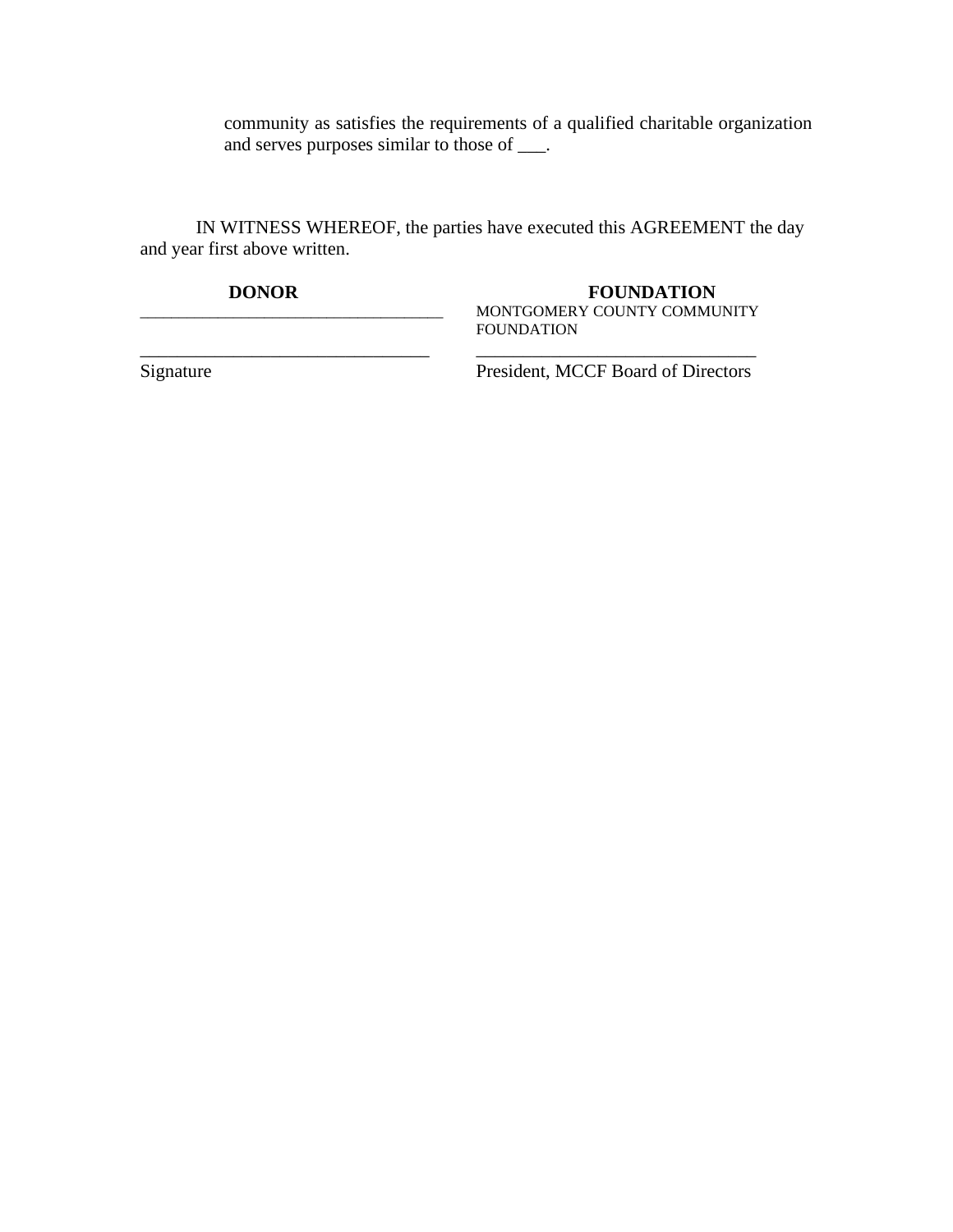community as satisfies the requirements of a qualified charitable organization and serves purposes similar to those of ___.

IN WITNESS WHEREOF, the parties have executed this AGREEMENT the day and year first above written.

| **DONOR** | **FOUNDATION** |
|---|---|
| ____________________________________ | MONTGOMERY COUNTY COMMUNITY FOUNDATION |
| _______________________________<br>Signature | ______________________________<br>President, MCCF Board of Directors |